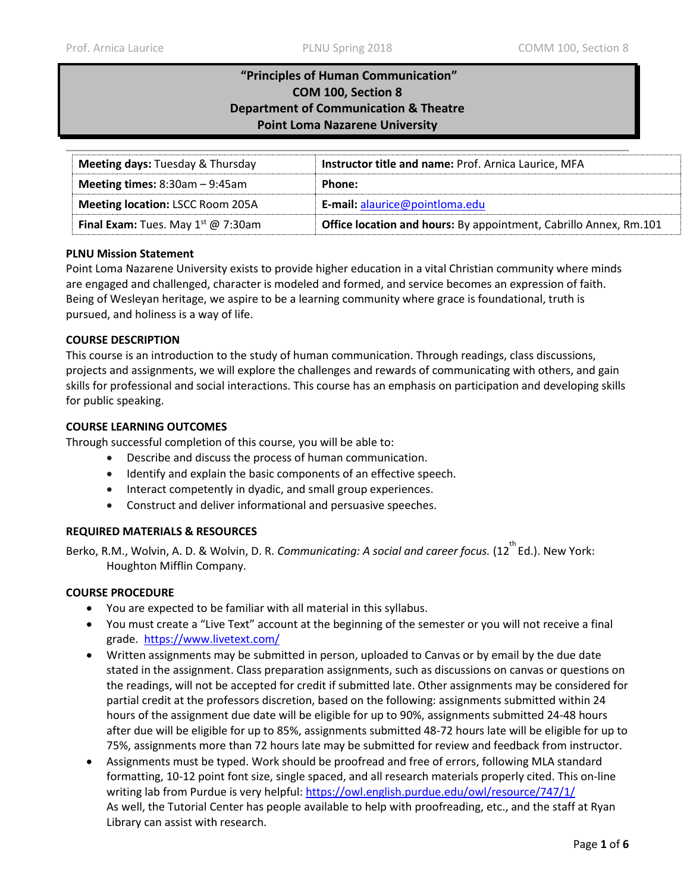# "Principles of Human Communication"
## COM 100, Section 8
## Department of Communication & Theatre
## Point Loma Nazarene University

| **Meeting days:** Tuesday & Thursday | **Instructor title and name:** Prof. Arnica Laurice, MFA |
|---|---|
| **Meeting times:** 8:30am – 9:45am | **Phone:** |
| **Meeting location:** LSCC Room 205A | **E-mail:** alaurice@pointloma.edu |
| **Final Exam:** Tues. May 1st @ 7:30am | **Office location and hours:** By appointment, Cabrillo Annex, Rm.101 |

**PLNU Mission Statement**

Point Loma Nazarene University exists to provide higher education in a vital Christian community where minds are engaged and challenged, character is modeled and formed, and service becomes an expression of faith. Being of Wesleyan heritage, we aspire to be a learning community where grace is foundational, truth is pursued, and holiness is a way of life.

**COURSE DESCRIPTION**

This course is an introduction to the study of human communication. Through readings, class discussions, projects and assignments, we will explore the challenges and rewards of communicating with others, and gain skills for professional and social interactions. This course has an emphasis on participation and developing skills for public speaking.

**COURSE LEARNING OUTCOMES**

Through successful completion of this course, you will be able to:

- Describe and discuss the process of human communication.
- Identify and explain the basic components of an effective speech.
- Interact competently in dyadic, and small group experiences.
- Construct and deliver informational and persuasive speeches.

**REQUIRED MATERIALS & RESOURCES**

Berko, R.M., Wolvin, A. D. & Wolvin, D. R. *Communicating: A social and career focus.* (12th Ed.). New York: Houghton Mifflin Company.

**COURSE PROCEDURE**

- You are expected to be familiar with all material in this syllabus.
- You must create a "Live Text" account at the beginning of the semester or you will not receive a final grade. https://www.livetext.com/
- Written assignments may be submitted in person, uploaded to Canvas or by email by the due date stated in the assignment. Class preparation assignments, such as discussions on canvas or questions on the readings, will not be accepted for credit if submitted late. Other assignments may be considered for partial credit at the professors discretion, based on the following: assignments submitted within 24 hours of the assignment due date will be eligible for up to 90%, assignments submitted 24-48 hours after due will be eligible for up to 85%, assignments submitted 48-72 hours late will be eligible for up to 75%, assignments more than 72 hours late may be submitted for review and feedback from instructor.
- Assignments must be typed. Work should be proofread and free of errors, following MLA standard formatting, 10-12 point font size, single spaced, and all research materials properly cited. This on-line writing lab from Purdue is very helpful: https://owl.english.purdue.edu/owl/resource/747/1/
  As well, the Tutorial Center has people available to help with proofreading, etc., and the staff at Ryan Library can assist with research.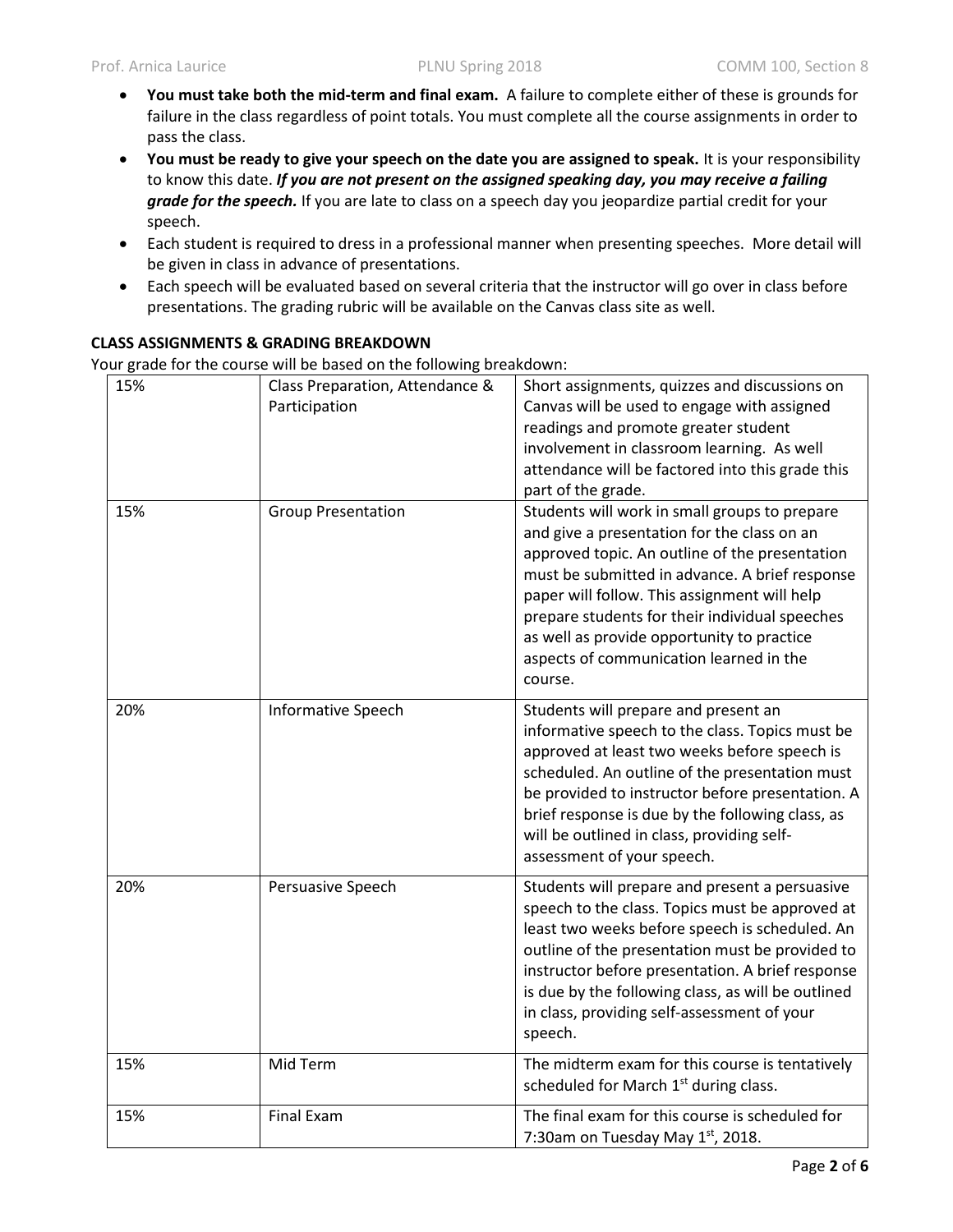- **You must take both the mid-term and final exam.** A failure to complete either of these is grounds for failure in the class regardless of point totals. You must complete all the course assignments in order to pass the class.
- **You must be ready to give your speech on the date you are assigned to speak.** It is your responsibility to know this date. ***If you are not present on the assigned speaking day, you may receive a failing grade for the speech.*** If you are late to class on a speech day you jeopardize partial credit for your speech.
- Each student is required to dress in a professional manner when presenting speeches. More detail will be given in class in advance of presentations.
- Each speech will be evaluated based on several criteria that the instructor will go over in class before presentations. The grading rubric will be available on the Canvas class site as well.

**CLASS ASSIGNMENTS & GRADING BREAKDOWN**

Your grade for the course will be based on the following breakdown:

| | | |
|---|---|---|
| 15% | Class Preparation, Attendance & Participation | Short assignments, quizzes and discussions on Canvas will be used to engage with assigned readings and promote greater student involvement in classroom learning. As well attendance will be factored into this grade this part of the grade. |
| 15% | Group Presentation | Students will work in small groups to prepare and give a presentation for the class on an approved topic. An outline of the presentation must be submitted in advance. A brief response paper will follow. This assignment will help prepare students for their individual speeches as well as provide opportunity to practice aspects of communication learned in the course. |
| 20% | Informative Speech | Students will prepare and present an informative speech to the class. Topics must be approved at least two weeks before speech is scheduled. An outline of the presentation must be provided to instructor before presentation. A brief response is due by the following class, as will be outlined in class, providing self-assessment of your speech. |
| 20% | Persuasive Speech | Students will prepare and present a persuasive speech to the class. Topics must be approved at least two weeks before speech is scheduled. An outline of the presentation must be provided to instructor before presentation. A brief response is due by the following class, as will be outlined in class, providing self-assessment of your speech. |
| 15% | Mid Term | The midterm exam for this course is tentatively scheduled for March 1st during class. |
| 15% | Final Exam | The final exam for this course is scheduled for 7:30am on Tuesday May 1st, 2018. |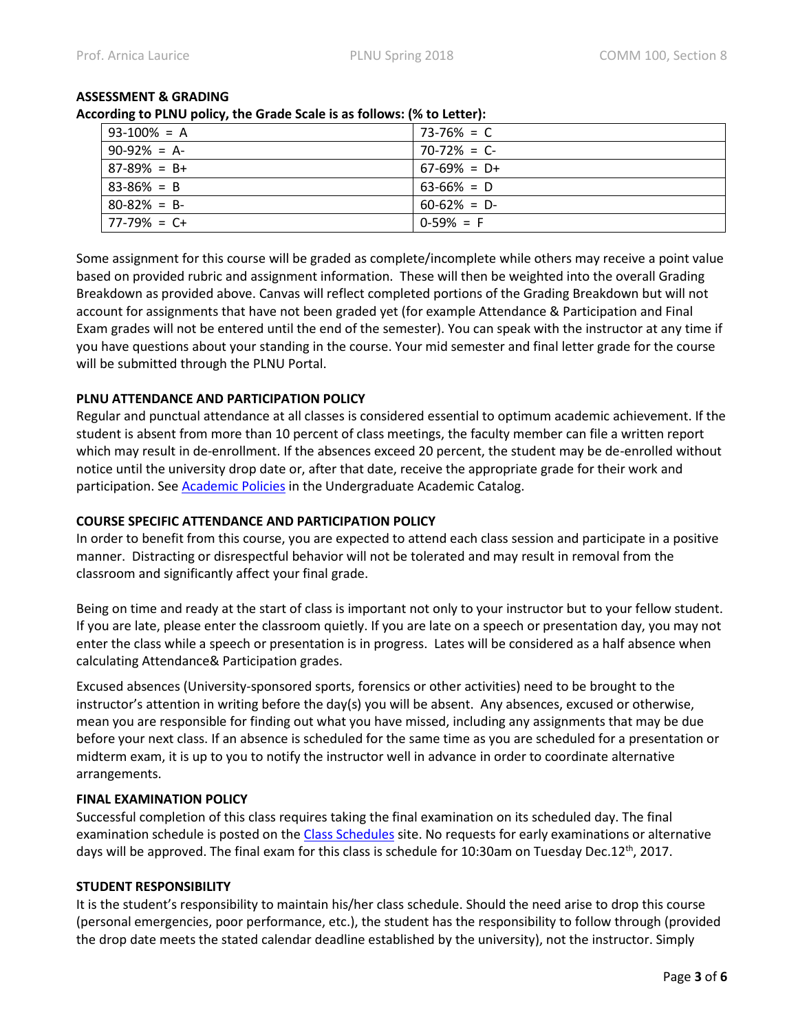## ASSESSMENT & GRADING

**According to PLNU policy, the Grade Scale is as follows: (% to Letter):**

| | |
|---|---|
| 93-100% = A | 73-76% = C |
| 90-92% = A- | 70-72% = C- |
| 87-89% = B+ | 67-69% = D+ |
| 83-86% = B | 63-66% = D |
| 80-82% = B- | 60-62% = D- |
| 77-79% = C+ | 0-59% = F |

Some assignment for this course will be graded as complete/incomplete while others may receive a point value based on provided rubric and assignment information. These will then be weighted into the overall Grading Breakdown as provided above. Canvas will reflect completed portions of the Grading Breakdown but will not account for assignments that have not been graded yet (for example Attendance & Participation and Final Exam grades will not be entered until the end of the semester). You can speak with the instructor at any time if you have questions about your standing in the course. Your mid semester and final letter grade for the course will be submitted through the PLNU Portal.

## PLNU ATTENDANCE AND PARTICIPATION POLICY

Regular and punctual attendance at all classes is considered essential to optimum academic achievement. If the student is absent from more than 10 percent of class meetings, the faculty member can file a written report which may result in de-enrollment. If the absences exceed 20 percent, the student may be de-enrolled without notice until the university drop date or, after that date, receive the appropriate grade for their work and participation. See Academic Policies in the Undergraduate Academic Catalog.

## COURSE SPECIFIC ATTENDANCE AND PARTICIPATION POLICY

In order to benefit from this course, you are expected to attend each class session and participate in a positive manner. Distracting or disrespectful behavior will not be tolerated and may result in removal from the classroom and significantly affect your final grade.

Being on time and ready at the start of class is important not only to your instructor but to your fellow student. If you are late, please enter the classroom quietly. If you are late on a speech or presentation day, you may not enter the class while a speech or presentation is in progress. Lates will be considered as a half absence when calculating Attendance& Participation grades.

Excused absences (University-sponsored sports, forensics or other activities) need to be brought to the instructor's attention in writing before the day(s) you will be absent. Any absences, excused or otherwise, mean you are responsible for finding out what you have missed, including any assignments that may be due before your next class. If an absence is scheduled for the same time as you are scheduled for a presentation or midterm exam, it is up to you to notify the instructor well in advance in order to coordinate alternative arrangements.

## FINAL EXAMINATION POLICY

Successful completion of this class requires taking the final examination on its scheduled day. The final examination schedule is posted on the Class Schedules site. No requests for early examinations or alternative days will be approved. The final exam for this class is schedule for 10:30am on Tuesday Dec.12th, 2017.

## STUDENT RESPONSIBILITY

It is the student's responsibility to maintain his/her class schedule. Should the need arise to drop this course (personal emergencies, poor performance, etc.), the student has the responsibility to follow through (provided the drop date meets the stated calendar deadline established by the university), not the instructor. Simply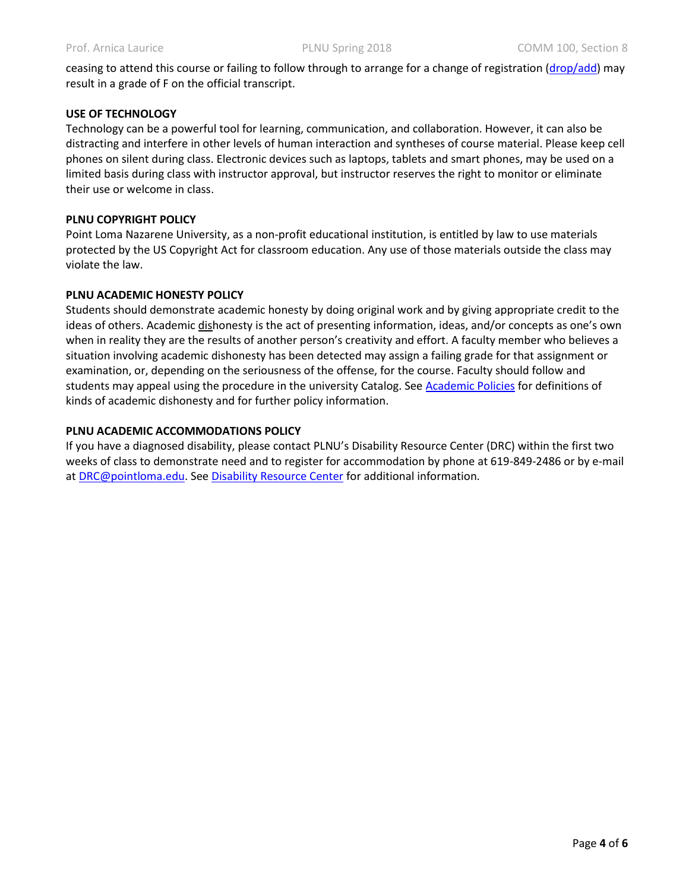ceasing to attend this course or failing to follow through to arrange for a change of registration (drop/add) may result in a grade of F on the official transcript.

**USE OF TECHNOLOGY**

Technology can be a powerful tool for learning, communication, and collaboration. However, it can also be distracting and interfere in other levels of human interaction and syntheses of course material. Please keep cell phones on silent during class. Electronic devices such as laptops, tablets and smart phones, may be used on a limited basis during class with instructor approval, but instructor reserves the right to monitor or eliminate their use or welcome in class.

**PLNU COPYRIGHT POLICY**

Point Loma Nazarene University, as a non-profit educational institution, is entitled by law to use materials protected by the US Copyright Act for classroom education. Any use of those materials outside the class may violate the law.

**PLNU ACADEMIC HONESTY POLICY**

Students should demonstrate academic honesty by doing original work and by giving appropriate credit to the ideas of others. Academic dishonesty is the act of presenting information, ideas, and/or concepts as one's own when in reality they are the results of another person's creativity and effort. A faculty member who believes a situation involving academic dishonesty has been detected may assign a failing grade for that assignment or examination, or, depending on the seriousness of the offense, for the course. Faculty should follow and students may appeal using the procedure in the university Catalog. See Academic Policies for definitions of kinds of academic dishonesty and for further policy information.

**PLNU ACADEMIC ACCOMMODATIONS POLICY**

If you have a diagnosed disability, please contact PLNU's Disability Resource Center (DRC) within the first two weeks of class to demonstrate need and to register for accommodation by phone at 619-849-2486 or by e-mail at DRC@pointloma.edu. See Disability Resource Center for additional information.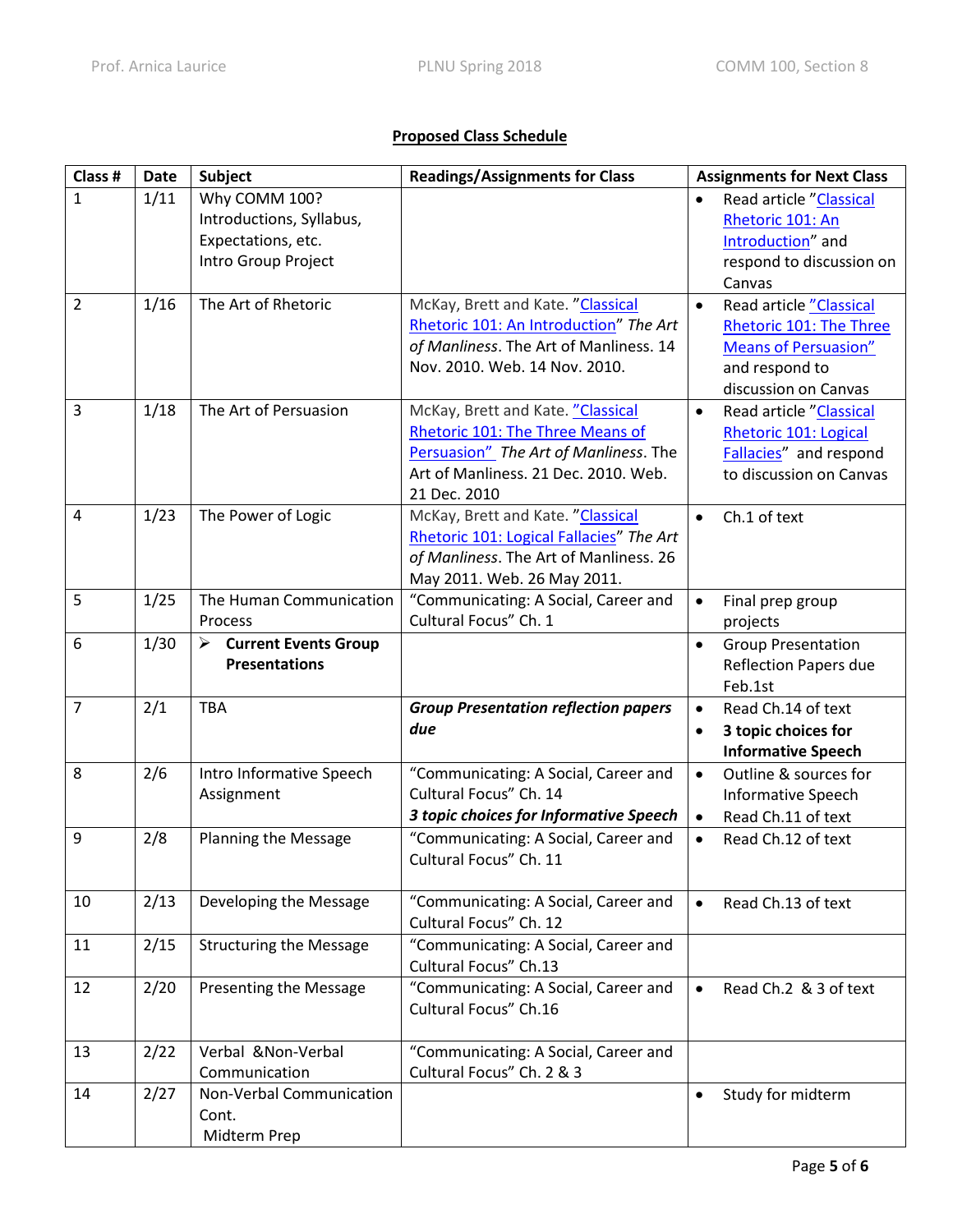**Proposed Class Schedule**

| Class # | Date | Subject | Readings/Assignments for Class | Assignments for Next Class |
|---|---|---|---|---|
| 1 | 1/11 | Why COMM 100? Introductions, Syllabus, Expectations, etc. Intro Group Project | | • Read article "Classical Rhetoric 101: An Introduction" and respond to discussion on Canvas |
| 2 | 1/16 | The Art of Rhetoric | McKay, Brett and Kate. "Classical Rhetoric 101: An Introduction" *The Art of Manliness*. The Art of Manliness. 14 Nov. 2010. Web. 14 Nov. 2010. | • Read article "Classical Rhetoric 101: The Three Means of Persuasion" and respond to discussion on Canvas |
| 3 | 1/18 | The Art of Persuasion | McKay, Brett and Kate. "Classical Rhetoric 101: The Three Means of Persuasion" *The Art of Manliness*. The Art of Manliness. 21 Dec. 2010. Web. 21 Dec. 2010 | • Read article "Classical Rhetoric 101: Logical Fallacies" and respond to discussion on Canvas |
| 4 | 1/23 | The Power of Logic | McKay, Brett and Kate. "Classical Rhetoric 101: Logical Fallacies" *The Art of Manliness*. The Art of Manliness. 26 May 2011. Web. 26 May 2011. | • Ch.1 of text |
| 5 | 1/25 | The Human Communication Process | "Communicating: A Social, Career and Cultural Focus" Ch. 1 | • Final prep group projects |
| 6 | 1/30 | ➢ **Current Events Group Presentations** | | • Group Presentation Reflection Papers due Feb.1st |
| 7 | 2/1 | TBA | ***Group Presentation reflection papers due*** | • Read Ch.14 of text<br>• **3 topic choices for Informative Speech** |
| 8 | 2/6 | Intro Informative Speech Assignment | "Communicating: A Social, Career and Cultural Focus" Ch. 14<br>***3 topic choices for Informative Speech*** | • Outline & sources for Informative Speech<br>• Read Ch.11 of text |
| 9 | 2/8 | Planning the Message | "Communicating: A Social, Career and Cultural Focus" Ch. 11 | • Read Ch.12 of text |
| 10 | 2/13 | Developing the Message | "Communicating: A Social, Career and Cultural Focus" Ch. 12 | • Read Ch.13 of text |
| 11 | 2/15 | Structuring the Message | "Communicating: A Social, Career and Cultural Focus" Ch.13 | |
| 12 | 2/20 | Presenting the Message | "Communicating: A Social, Career and Cultural Focus" Ch.16 | • Read Ch.2 & 3 of text |
| 13 | 2/22 | Verbal &Non-Verbal Communication | "Communicating: A Social, Career and Cultural Focus" Ch. 2 & 3 | |
| 14 | 2/27 | Non-Verbal Communication Cont.<br>Midterm Prep | | • Study for midterm |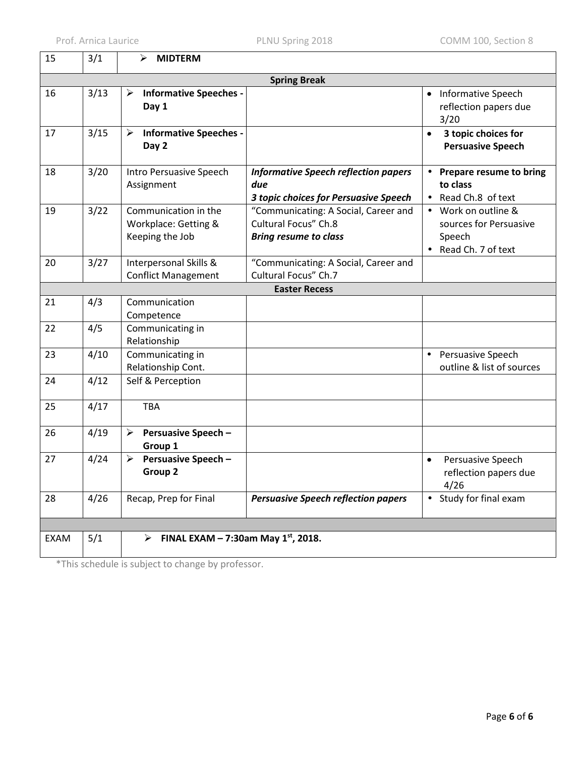| | | | | |
|---|---|---|---|---|
| 15 | 3/1 | ➢ **MIDTERM** | | |
| | | **Spring Break** | | |
| 16 | 3/13 | ➢ **Informative Speeches - Day 1** | | • Informative Speech reflection papers due 3/20 |
| 17 | 3/15 | ➢ **Informative Speeches - Day 2** | | • **3 topic choices for Persuasive Speech** |
| 18 | 3/20 | Intro Persuasive Speech Assignment | ***Informative Speech reflection papers due*** <br> ***3 topic choices for Persuasive Speech*** | • **Prepare resume to bring to class** <br> • Read Ch.8 of text |
| 19 | 3/22 | Communication in the Workplace: Getting & Keeping the Job | "Communicating: A Social, Career and Cultural Focus" Ch.8 <br> ***Bring resume to class*** | • Work on outline & sources for Persuasive Speech <br> • Read Ch. 7 of text |
| 20 | 3/27 | Interpersonal Skills & Conflict Management | "Communicating: A Social, Career and Cultural Focus" Ch.7 | |
| | | **Easter Recess** | | |
| 21 | 4/3 | Communication Competence | | |
| 22 | 4/5 | Communicating in Relationship | | |
| 23 | 4/10 | Communicating in Relationship Cont. | | • Persuasive Speech outline & list of sources |
| 24 | 4/12 | Self & Perception | | |
| 25 | 4/17 | TBA | | |
| 26 | 4/19 | ➢ **Persuasive Speech – Group 1** | | |
| 27 | 4/24 | ➢ **Persuasive Speech – Group 2** | | • Persuasive Speech reflection papers due 4/26 |
| 28 | 4/26 | Recap, Prep for Final | ***Persuasive Speech reflection papers*** | • Study for final exam |
| | | | | |
| EXAM | 5/1 | ➢ **FINAL EXAM – 7:30am May 1st, 2018.** | | |

*This schedule is subject to change by professor.